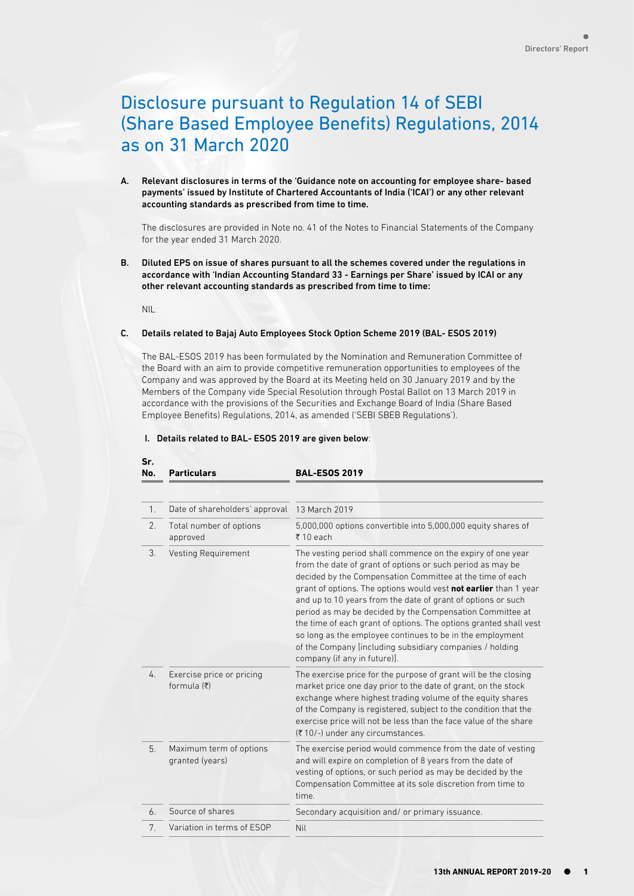# Disclosure pursuant to Regulation 14 of SEBI (Share Based Employee Benefits) Regulations, 2014 as on 31 March 2020

**A. Relevant disclosures in terms of the 'Guidance note on accounting for employee share- based payments' issued by Institute of Chartered Accountants of India ('ICAI') or any other relevant accounting standards as prescribed from time to time.**

The disclosures are provided in Note no. 41 of the Notes to Financial Statements of the Company for the year ended 31 March 2020.

**B. Diluted EPS on issue of shares pursuant to all the schemes covered under the regulations in accordance with 'Indian Accounting Standard 33 - Earnings per Share' issued by ICAI or any other relevant accounting standards as prescribed from time to time:**

NIL

**C. Details related to Bajaj Auto Employees Stock Option Scheme 2019 (BAL- ESOS 2019)**

The BAL-ESOS 2019 has been formulated by the Nomination and Remuneration Committee of the Board with an aim to provide competitive remuneration opportunities to employees of the Company and was approved by the Board at its Meeting held on 30 January 2019 and by the Members of the Company vide Special Resolution through Postal Ballot on 13 March 2019 in accordance with the provisions of the Securities and Exchange Board of India (Share Based Employee Benefits) Regulations, 2014, as amended ('SEBI SBEB Regulations').

**I. Details related to BAL- ESOS 2019 are given below**:

| Sr. No. | Particulars | BAL-ESOS 2019 |
|---|---|---|
| 1. | Date of shareholders' approval | 13 March 2019 |
| 2. | Total number of options approved | 5,000,000 options convertible into 5,000,000 equity shares of ₹ 10 each |
| 3. | Vesting Requirement | The vesting period shall commence on the expiry of one year from the date of grant of options or such period as may be decided by the Compensation Committee at the time of each grant of options. The options would vest **not earlier** than 1 year and up to 10 years from the date of grant of options or such period as may be decided by the Compensation Committee at the time of each grant of options. The options granted shall vest so long as the employee continues to be in the employment of the Company [including subsidiary companies / holding company (if any in future)]. |
| 4. | Exercise price or pricing formula (₹) | The exercise price for the purpose of grant will be the closing market price one day prior to the date of grant, on the stock exchange where highest trading volume of the equity shares of the Company is registered, subject to the condition that the exercise price will not be less than the face value of the share (₹ 10/-) under any circumstances. |
| 5. | Maximum term of options granted (years) | The exercise period would commence from the date of vesting and will expire on completion of 8 years from the date of vesting of options, or such period as may be decided by the Compensation Committee at its sole discretion from time to time. |
| 6. | Source of shares | Secondary acquisition and/ or primary issuance. |
| 7. | Variation in terms of ESOP | Nil |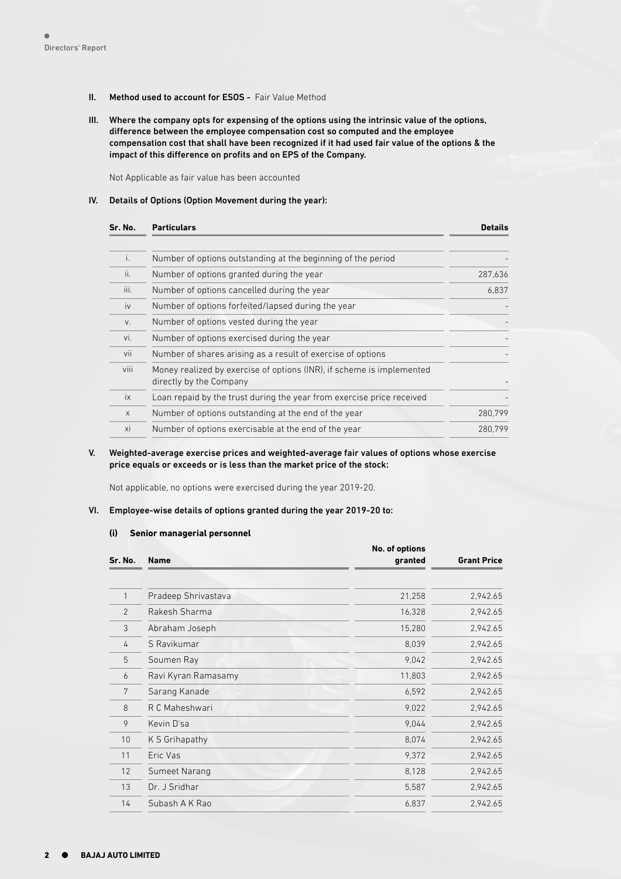**II. Method used to account for ESOS -** Fair Value Method

**III. Where the company opts for expensing of the options using the intrinsic value of the options, difference between the employee compensation cost so computed and the employee compensation cost that shall have been recognized if it had used fair value of the options & the impact of this difference on profits and on EPS of the Company.**

Not Applicable as fair value has been accounted

**IV. Details of Options (Option Movement during the year):**

| Sr. No. | Particulars | Details |
|---|---|---|
| i. | Number of options outstanding at the beginning of the period | - |
| ii. | Number of options granted during the year | 287,636 |
| iii. | Number of options cancelled during the year | 6,837 |
| iv | Number of options forfeited/lapsed during the year | - |
| v. | Number of options vested during the year | - |
| vi. | Number of options exercised during the year | - |
| vii | Number of shares arising as a result of exercise of options | - |
| viii | Money realized by exercise of options (INR), if scheme is implemented directly by the Company | - |
| ix | Loan repaid by the trust during the year from exercise price received | - |
| x | Number of options outstanding at the end of the year | 280,799 |
| xi | Number of options exercisable at the end of the year | 280,799 |

**V. Weighted-average exercise prices and weighted-average fair values of options whose exercise price equals or exceeds or is less than the market price of the stock:**

Not applicable, no options were exercised during the year 2019-20.

**VI. Employee-wise details of options granted during the year 2019-20 to:**

**(i) Senior managerial personnel**

| Sr. No. | Name | No. of options granted | Grant Price |
|---|---|---|---|
| 1 | Pradeep Shrivastava | 21,258 | 2,942.65 |
| 2 | Rakesh Sharma | 16,328 | 2,942.65 |
| 3 | Abraham Joseph | 15,280 | 2,942.65 |
| 4 | S Ravikumar | 8,039 | 2,942.65 |
| 5 | Soumen Ray | 9,042 | 2,942.65 |
| 6 | Ravi Kyran Ramasamy | 11,803 | 2,942.65 |
| 7 | Sarang Kanade | 6,592 | 2,942.65 |
| 8 | R C Maheshwari | 9,022 | 2,942.65 |
| 9 | Kevin D'sa | 9,044 | 2,942.65 |
| 10 | K S Grihapathy | 8,074 | 2,942.65 |
| 11 | Eric Vas | 9,372 | 2,942.65 |
| 12 | Sumeet Narang | 8,128 | 2,942.65 |
| 13 | Dr. J Sridhar | 5,587 | 2,942.65 |
| 14 | Subash A K Rao | 6,837 | 2,942.65 |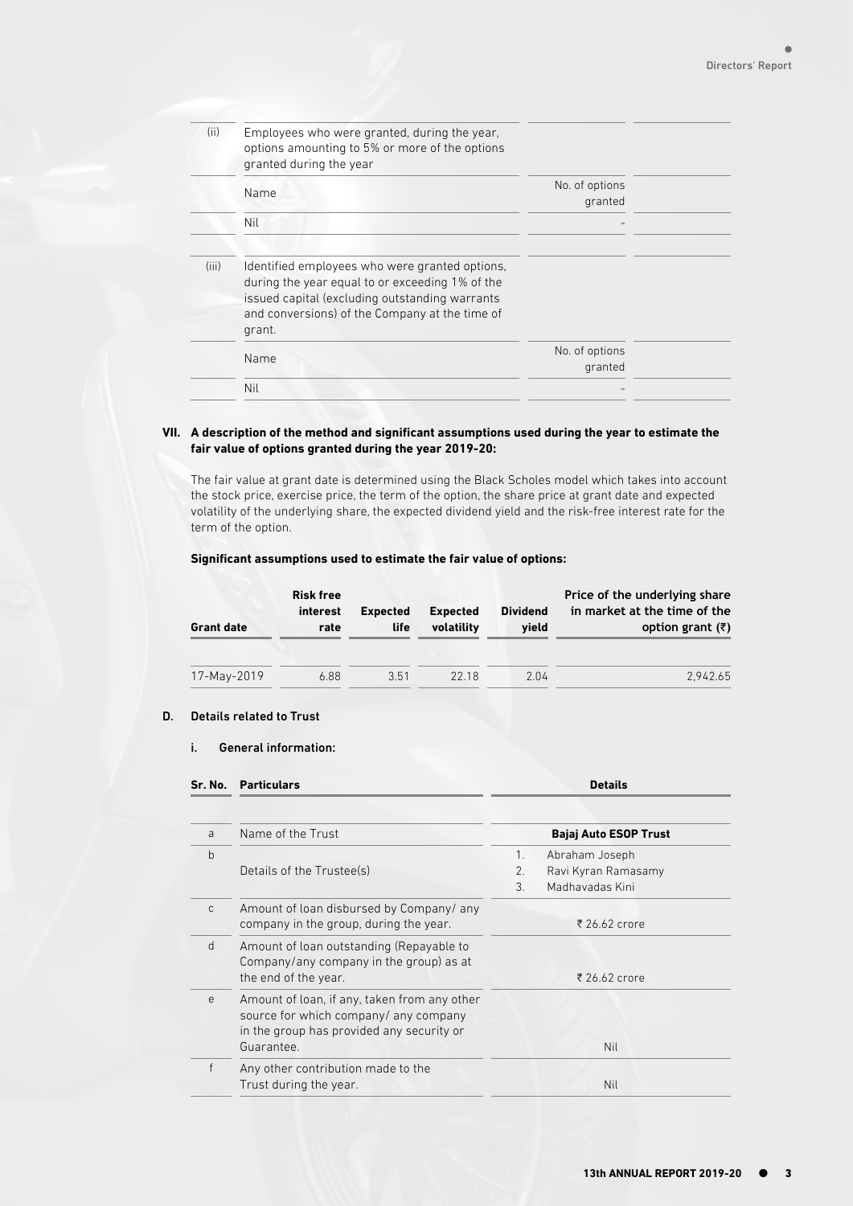| | | | |
|---|---|---|---|
| (ii) | Employees who were granted, during the year, options amounting to 5% or more of the options granted during the year | | |
| | Name | No. of options granted | |
| | Nil | - | |
| (iii) | Identified employees who were granted options, during the year equal to or exceeding 1% of the issued capital (excluding outstanding warrants and conversions) of the Company at the time of grant. | | |
| | Name | No. of options granted | |
| | Nil | - | |

### VII. A description of the method and significant assumptions used during the year to estimate the fair value of options granted during the year 2019-20:

The fair value at grant date is determined using the Black Scholes model which takes into account the stock price, exercise price, the term of the option, the share price at grant date and expected volatility of the underlying share, the expected dividend yield and the risk-free interest rate for the term of the option.

**Significant assumptions used to estimate the fair value of options:**

| Grant date | Risk free interest rate | Expected life | Expected volatility | Dividend yield | Price of the underlying share in market at the time of the option grant (₹) |
|---|---|---|---|---|---|
| 17-May-2019 | 6.88 | 3.51 | 22.18 | 2.04 | 2,942.65 |

## D. Details related to Trust

### i. General information:

| Sr. No. | Particulars | Details |
|---|---|---|
| a | Name of the Trust | **Bajaj Auto ESOP Trust** |
| b | Details of the Trustee(s) | 1. Abraham Joseph<br>2. Ravi Kyran Ramasamy<br>3. Madhavadas Kini |
| c | Amount of loan disbursed by Company/ any company in the group, during the year. | ₹ 26.62 crore |
| d | Amount of loan outstanding (Repayable to Company/any company in the group) as at the end of the year. | ₹ 26.62 crore |
| e | Amount of loan, if any, taken from any other source for which company/ any company in the group has provided any security or Guarantee. | Nil |
| f | Any other contribution made to the Trust during the year. | Nil |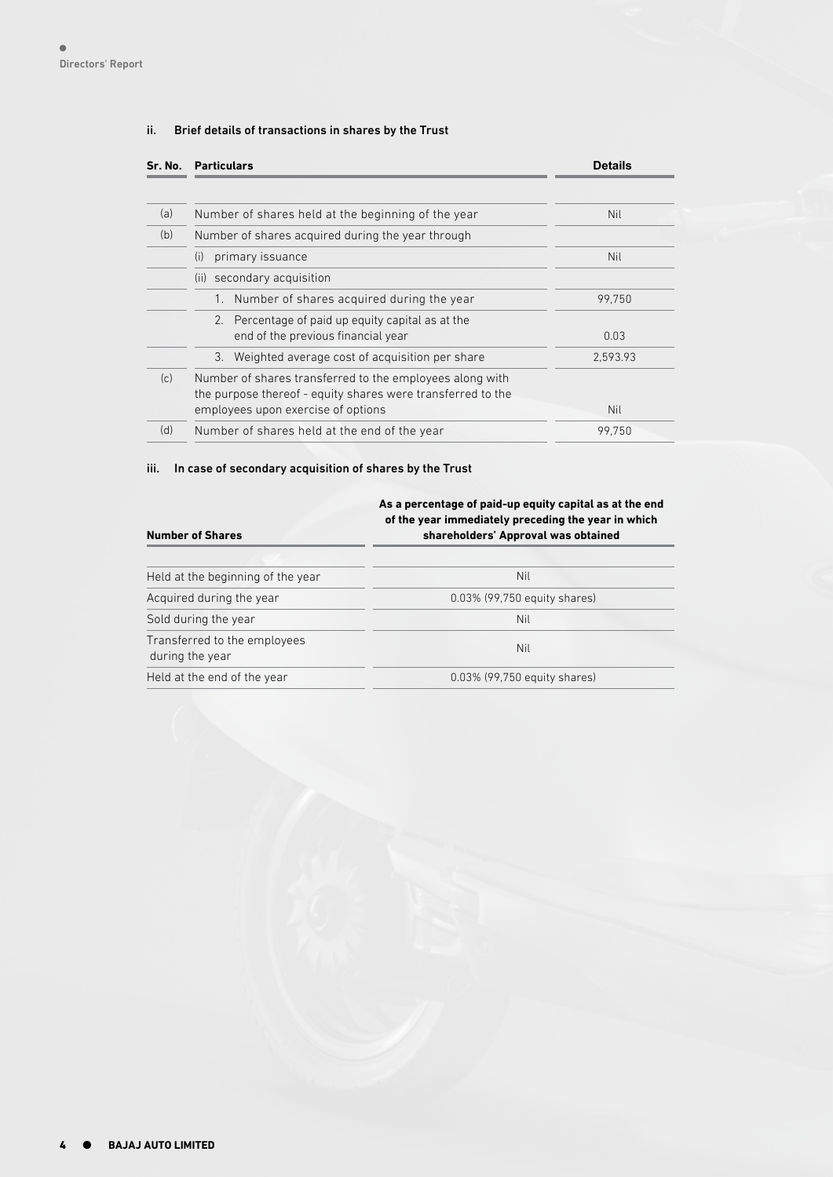#### ii. Brief details of transactions in shares by the Trust

| Sr. No. | Particulars | Details |
|---|---|---|
| (a) | Number of shares held at the beginning of the year | Nil |
| (b) | Number of shares acquired during the year through | |
| | (i) primary issuance | Nil |
| | (ii) secondary acquisition | |
| | 1. Number of shares acquired during the year | 99,750 |
| | 2. Percentage of paid up equity capital as at the end of the previous financial year | 0.03 |
| | 3. Weighted average cost of acquisition per share | 2,593.93 |
| (c) | Number of shares transferred to the employees along with the purpose thereof - equity shares were transferred to the employees upon exercise of options | Nil |
| (d) | Number of shares held at the end of the year | 99,750 |

#### iii. In case of secondary acquisition of shares by the Trust

| Number of Shares | As a percentage of paid-up equity capital as at the end of the year immediately preceding the year in which shareholders' Approval was obtained |
|---|---|
| Held at the beginning of the year | Nil |
| Acquired during the year | 0.03% (99,750 equity shares) |
| Sold during the year | Nil |
| Transferred to the employees during the year | Nil |
| Held at the end of the year | 0.03% (99,750 equity shares) |